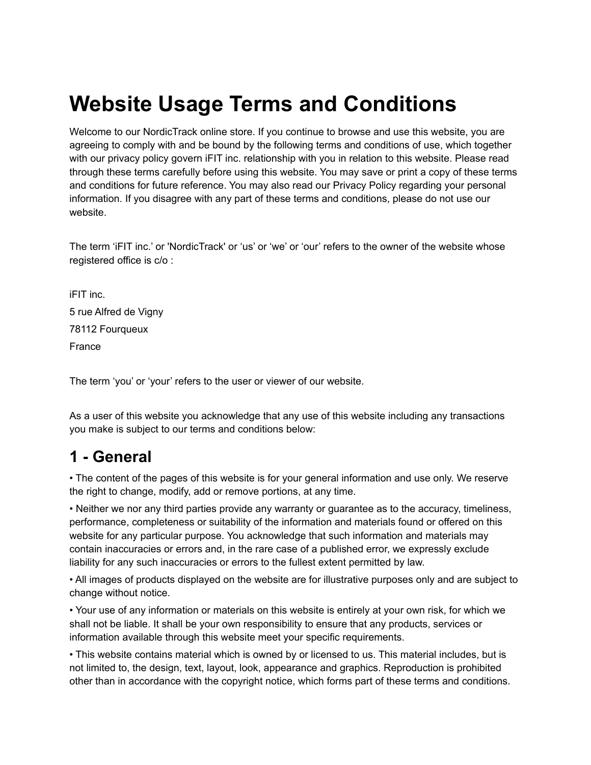# Website Usage Terms and Conditions

Welcome to our NordicTrack online store. If you continue to browse and use this website, you are agreeing to comply with and be bound by the following terms and conditions of use, which together with our privacy policy govern iFIT inc. relationship with you in relation to this website. Please read through these terms carefully before using this website. You may save or print a copy of these terms and conditions for future reference. You may also read our Privacy Policy regarding your personal information. If you disagree with any part of these terms and conditions, please do not use our website.

The term 'iFIT inc.' or 'NordicTrack' or 'us' or 'we' or 'our' refers to the owner of the website whose registered office is c/o :

iFIT inc.
5 rue Alfred de Vigny
78112 Fourqueux
France

The term 'you' or 'your' refers to the user or viewer of our website.

As a user of this website you acknowledge that any use of this website including any transactions you make is subject to our terms and conditions below:

## 1 - General

• The content of the pages of this website is for your general information and use only. We reserve the right to change, modify, add or remove portions, at any time.

• Neither we nor any third parties provide any warranty or guarantee as to the accuracy, timeliness, performance, completeness or suitability of the information and materials found or offered on this website for any particular purpose. You acknowledge that such information and materials may contain inaccuracies or errors and, in the rare case of a published error, we expressly exclude liability for any such inaccuracies or errors to the fullest extent permitted by law.

• All images of products displayed on the website are for illustrative purposes only and are subject to change without notice.

• Your use of any information or materials on this website is entirely at your own risk, for which we shall not be liable. It shall be your own responsibility to ensure that any products, services or information available through this website meet your specific requirements.

• This website contains material which is owned by or licensed to us. This material includes, but is not limited to, the design, text, layout, look, appearance and graphics. Reproduction is prohibited other than in accordance with the copyright notice, which forms part of these terms and conditions.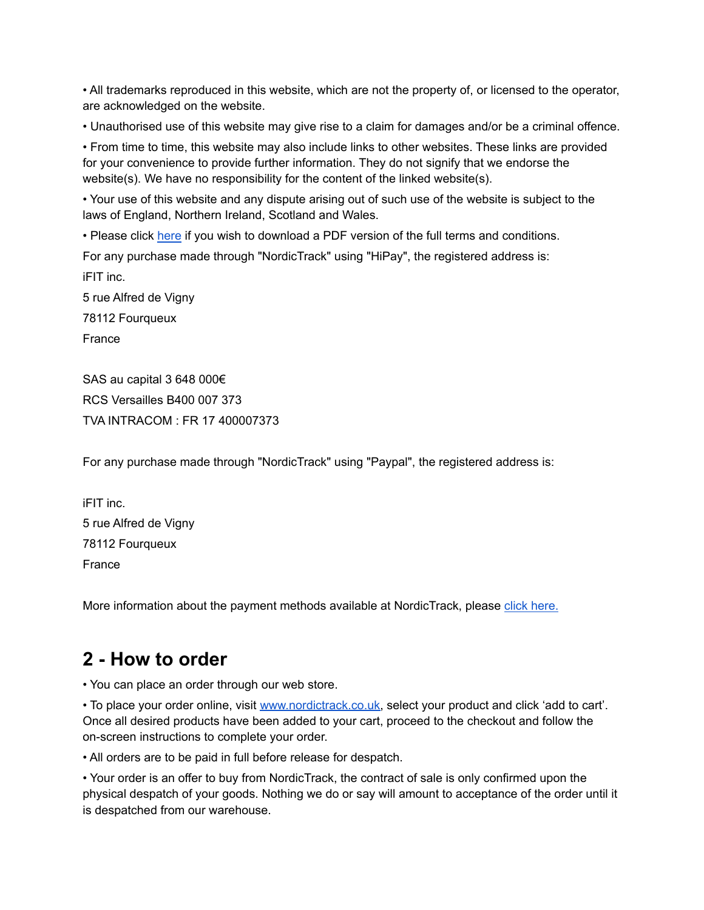• All trademarks reproduced in this website, which are not the property of, or licensed to the operator, are acknowledged on the website.

• Unauthorised use of this website may give rise to a claim for damages and/or be a criminal offence.

• From time to time, this website may also include links to other websites. These links are provided for your convenience to provide further information. They do not signify that we endorse the website(s). We have no responsibility for the content of the linked website(s).

• Your use of this website and any dispute arising out of such use of the website is subject to the laws of England, Northern Ireland, Scotland and Wales.

• Please click [here]() if you wish to download a PDF version of the full terms and conditions.

For any purchase made through "NordicTrack" using "HiPay", the registered address is:

iFIT inc.

5 rue Alfred de Vigny

78112 Fourqueux

France

SAS au capital 3 648 000€

RCS Versailles B400 007 373

TVA INTRACOM : FR 17 400007373

For any purchase made through "NordicTrack" using "Paypal", the registered address is:

iFIT inc.
5 rue Alfred de Vigny
78112 Fourqueux
France

More information about the payment methods available at NordicTrack, please [click here.]()

## 2 - How to order

• You can place an order through our web store.

• To place your order online, visit [www.nordictrack.co.uk](www.nordictrack.co.uk), select your product and click 'add to cart'. Once all desired products have been added to your cart, proceed to the checkout and follow the on-screen instructions to complete your order.

• All orders are to be paid in full before release for despatch.

• Your order is an offer to buy from NordicTrack, the contract of sale is only confirmed upon the physical despatch of your goods. Nothing we do or say will amount to acceptance of the order until it is despatched from our warehouse.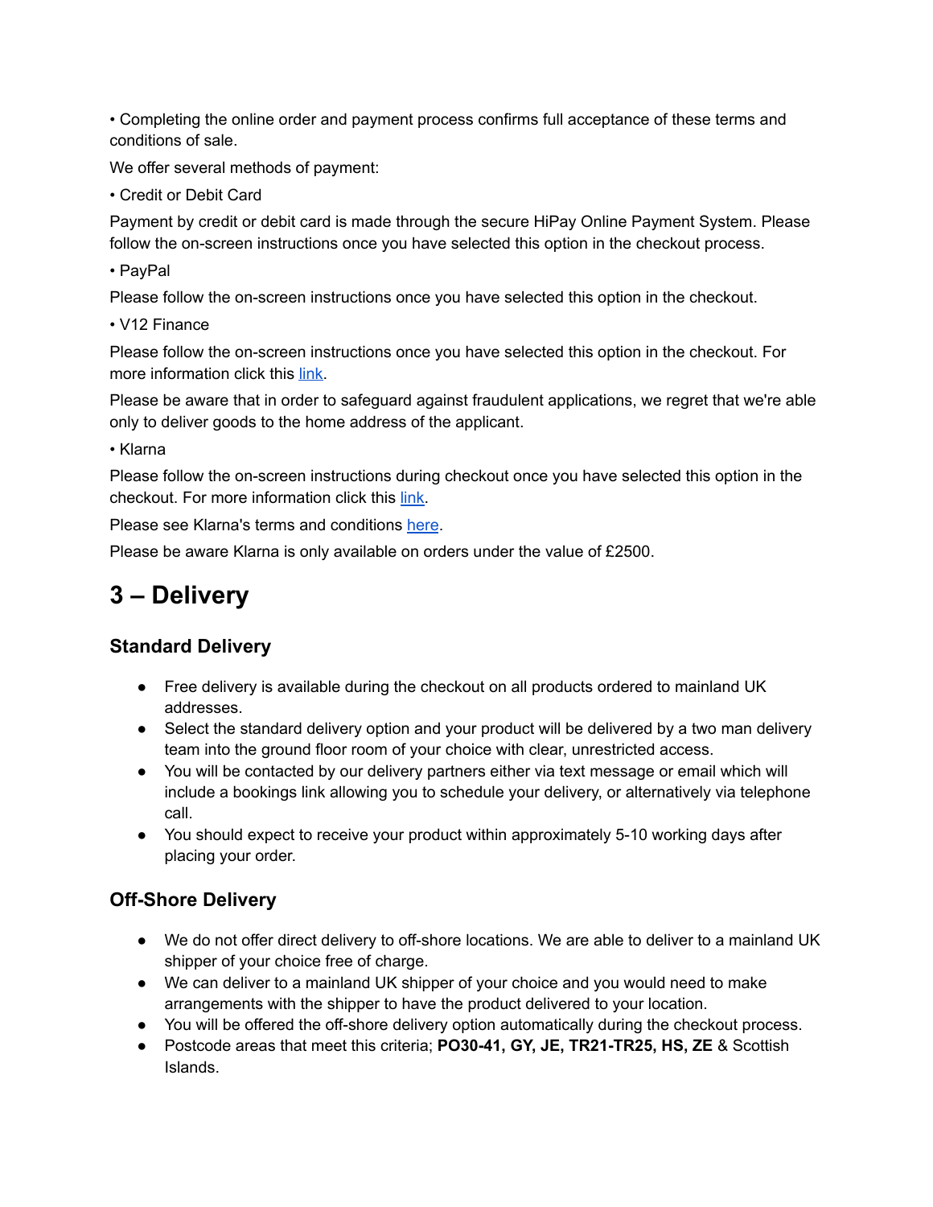• Completing the online order and payment process confirms full acceptance of these terms and conditions of sale.

We offer several methods of payment:

• Credit or Debit Card

Payment by credit or debit card is made through the secure HiPay Online Payment System. Please follow the on-screen instructions once you have selected this option in the checkout process.

• PayPal

Please follow the on-screen instructions once you have selected this option in the checkout.

• V12 Finance

Please follow the on-screen instructions once you have selected this option in the checkout. For more information click this link.

Please be aware that in order to safeguard against fraudulent applications, we regret that we're able only to deliver goods to the home address of the applicant.

• Klarna

Please follow the on-screen instructions during checkout once you have selected this option in the checkout. For more information click this link.

Please see Klarna's terms and conditions here.

Please be aware Klarna is only available on orders under the value of £2500.

# 3 – Delivery

## Standard Delivery

- Free delivery is available during the checkout on all products ordered to mainland UK addresses.
- Select the standard delivery option and your product will be delivered by a two man delivery team into the ground floor room of your choice with clear, unrestricted access.
- You will be contacted by our delivery partners either via text message or email which will include a bookings link allowing you to schedule your delivery, or alternatively via telephone call.
- You should expect to receive your product within approximately 5-10 working days after placing your order.

## Off-Shore Delivery

- We do not offer direct delivery to off-shore locations. We are able to deliver to a mainland UK shipper of your choice free of charge.
- We can deliver to a mainland UK shipper of your choice and you would need to make arrangements with the shipper to have the product delivered to your location.
- You will be offered the off-shore delivery option automatically during the checkout process.
- Postcode areas that meet this criteria; **PO30-41, GY, JE, TR21-TR25, HS, ZE** & Scottish Islands.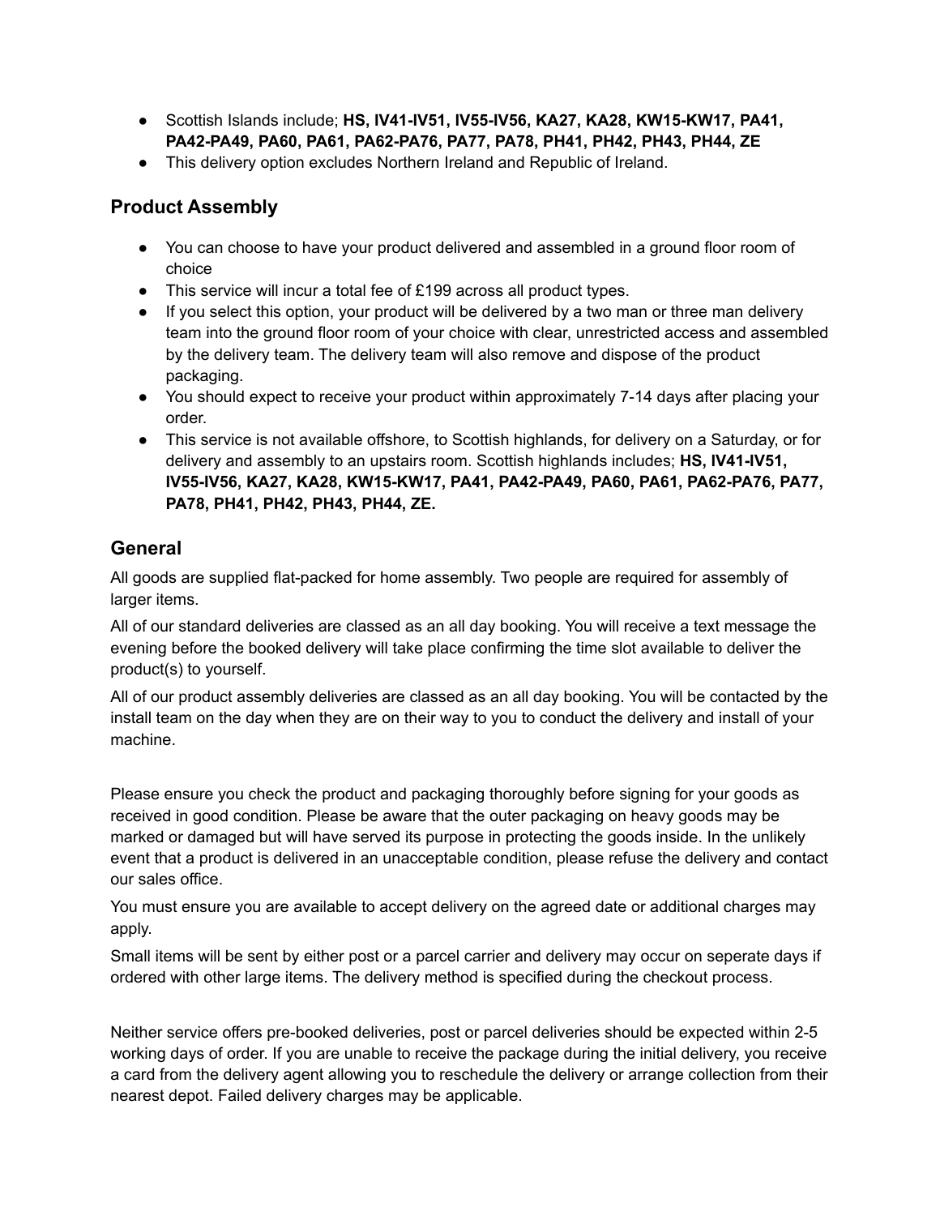- Scottish Islands include; **HS, IV41-IV51, IV55-IV56, KA27, KA28, KW15-KW17, PA41, PA42-PA49, PA60, PA61, PA62-PA76, PA77, PA78, PH41, PH42, PH43, PH44, ZE**
- This delivery option excludes Northern Ireland and Republic of Ireland.

## Product Assembly

- You can choose to have your product delivered and assembled in a ground floor room of choice
- This service will incur a total fee of £199 across all product types.
- If you select this option, your product will be delivered by a two man or three man delivery team into the ground floor room of your choice with clear, unrestricted access and assembled by the delivery team. The delivery team will also remove and dispose of the product packaging.
- You should expect to receive your product within approximately 7-14 days after placing your order.
- This service is not available offshore, to Scottish highlands, for delivery on a Saturday, or for delivery and assembly to an upstairs room. Scottish highlands includes; **HS, IV41-IV51, IV55-IV56, KA27, KA28, KW15-KW17, PA41, PA42-PA49, PA60, PA61, PA62-PA76, PA77, PA78, PH41, PH42, PH43, PH44, ZE.**

## General

All goods are supplied flat-packed for home assembly. Two people are required for assembly of larger items.

All of our standard deliveries are classed as an all day booking. You will receive a text message the evening before the booked delivery will take place confirming the time slot available to deliver the product(s) to yourself.

All of our product assembly deliveries are classed as an all day booking. You will be contacted by the install team on the day when they are on their way to you to conduct the delivery and install of your machine.

Please ensure you check the product and packaging thoroughly before signing for your goods as received in good condition. Please be aware that the outer packaging on heavy goods may be marked or damaged but will have served its purpose in protecting the goods inside. In the unlikely event that a product is delivered in an unacceptable condition, please refuse the delivery and contact our sales office.

You must ensure you are available to accept delivery on the agreed date or additional charges may apply.

Small items will be sent by either post or a parcel carrier and delivery may occur on seperate days if ordered with other large items. The delivery method is specified during the checkout process.

Neither service offers pre-booked deliveries, post or parcel deliveries should be expected within 2-5 working days of order. If you are unable to receive the package during the initial delivery, you receive a card from the delivery agent allowing you to reschedule the delivery or arrange collection from their nearest depot. Failed delivery charges may be applicable.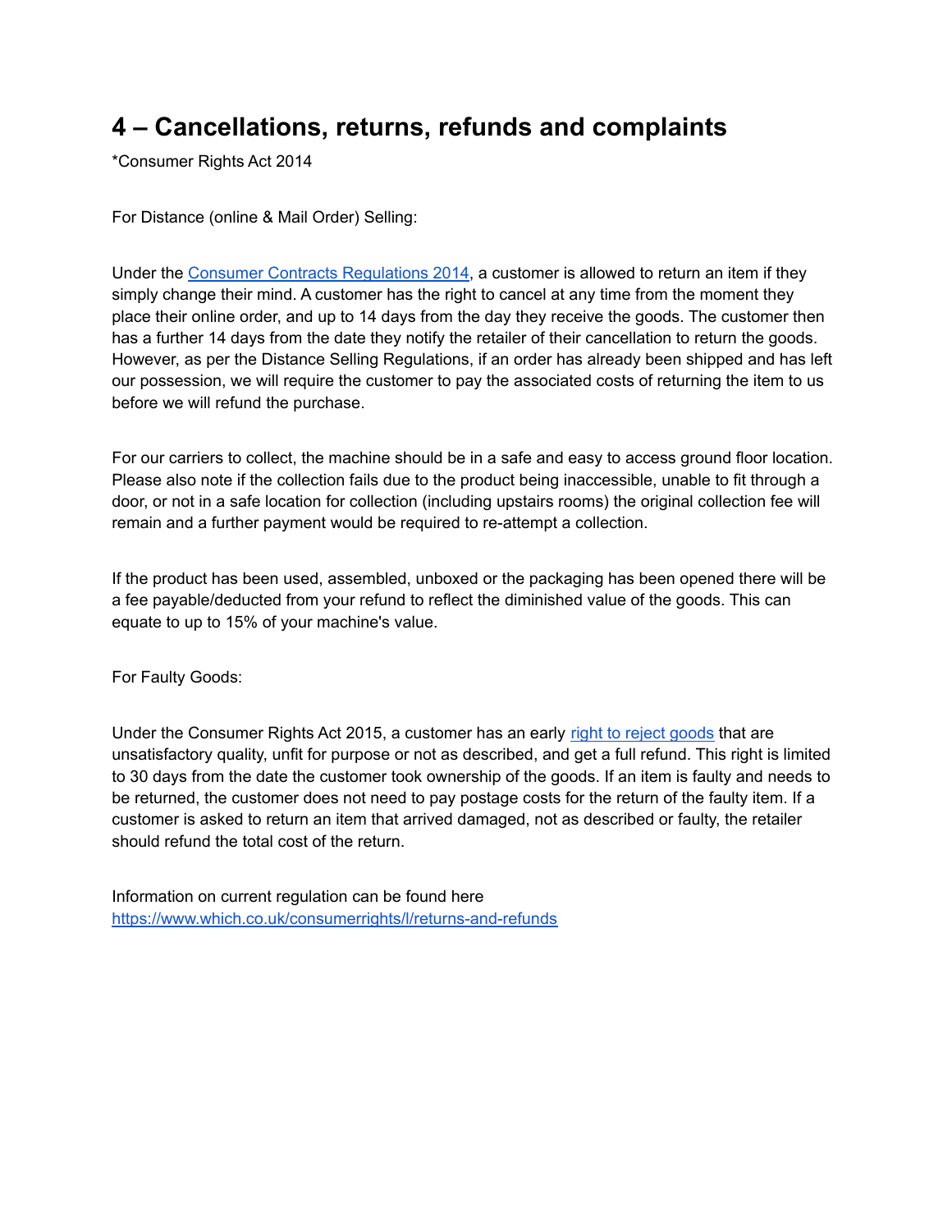## 4 – Cancellations, returns, refunds and complaints

*Consumer Rights Act 2014

For Distance (online & Mail Order) Selling:

Under the [Consumer Contracts Regulations 2014](), a customer is allowed to return an item if they simply change their mind. A customer has the right to cancel at any time from the moment they place their online order, and up to 14 days from the day they receive the goods. The customer then has a further 14 days from the date they notify the retailer of their cancellation to return the goods. However, as per the Distance Selling Regulations, if an order has already been shipped and has left our possession, we will require the customer to pay the associated costs of returning the item to us before we will refund the purchase.

For our carriers to collect, the machine should be in a safe and easy to access ground floor location. Please also note if the collection fails due to the product being inaccessible, unable to fit through a door, or not in a safe location for collection (including upstairs rooms) the original collection fee will remain and a further payment would be required to re-attempt a collection.

If the product has been used, assembled, unboxed or the packaging has been opened there will be a fee payable/deducted from your refund to reflect the diminished value of the goods. This can equate to up to 15% of your machine's value.

For Faulty Goods:

Under the Consumer Rights Act 2015, a customer has an early [right to reject goods]() that are unsatisfactory quality, unfit for purpose or not as described, and get a full refund. This right is limited to 30 days from the date the customer took ownership of the goods. If an item is faulty and needs to be returned, the customer does not need to pay postage costs for the return of the faulty item. If a customer is asked to return an item that arrived damaged, not as described or faulty, the retailer should refund the total cost of the return.

Information on current regulation can be found here
https://www.which.co.uk/consumerrights/l/returns-and-refunds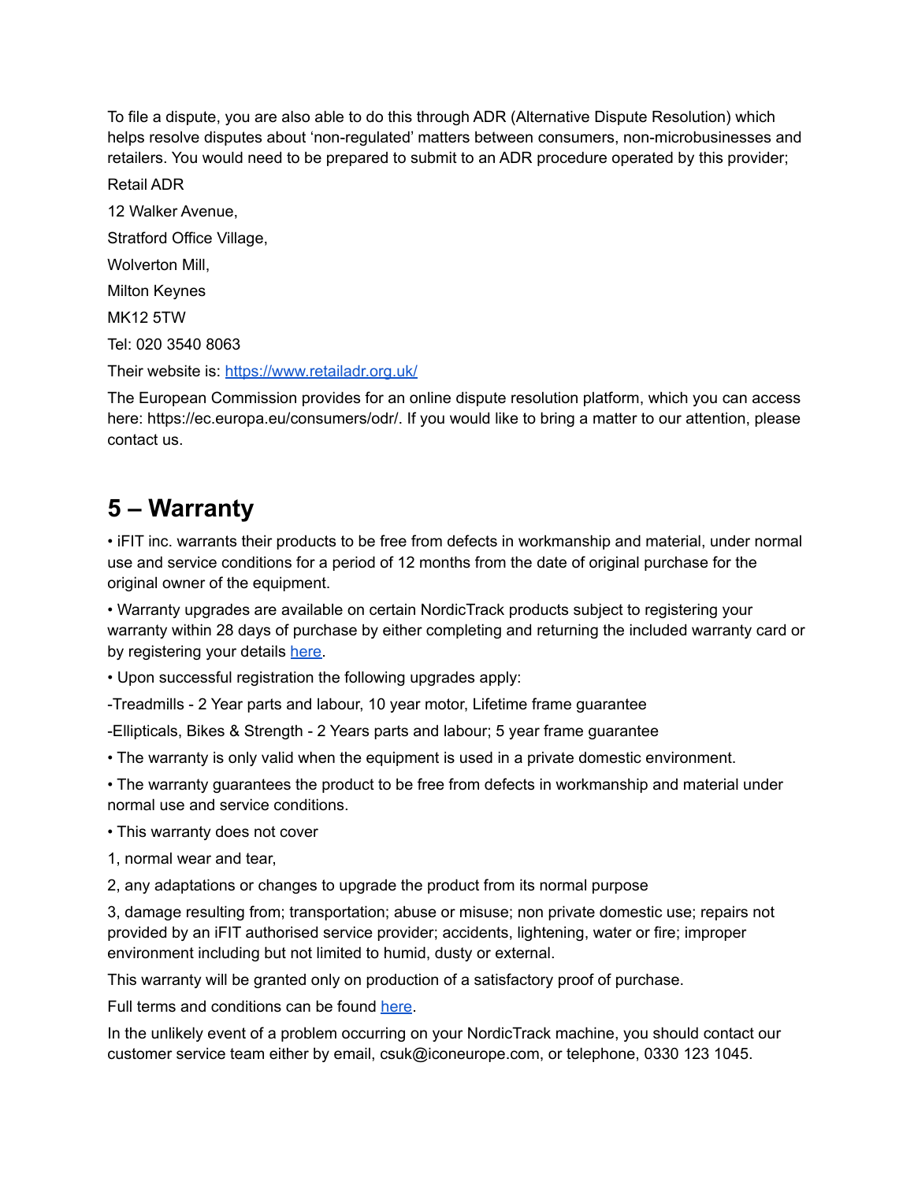To file a dispute, you are also able to do this through ADR (Alternative Dispute Resolution) which helps resolve disputes about 'non-regulated' matters between consumers, non-microbusinesses and retailers. You would need to be prepared to submit to an ADR procedure operated by this provider;

Retail ADR

12 Walker Avenue,

Stratford Office Village,

Wolverton Mill,

Milton Keynes

MK12 5TW

Tel: 020 3540 8063

Their website is: [https://www.retailadr.org.uk/](https://www.retailadr.org.uk/)

The European Commission provides for an online dispute resolution platform, which you can access here: https://ec.europa.eu/consumers/odr/. If you would like to bring a matter to our attention, please contact us.

## 5 – Warranty

• iFIT inc. warrants their products to be free from defects in workmanship and material, under normal use and service conditions for a period of 12 months from the date of original purchase for the original owner of the equipment.

• Warranty upgrades are available on certain NordicTrack products subject to registering your warranty within 28 days of purchase by either completing and returning the included warranty card or by registering your details here.

• Upon successful registration the following upgrades apply:

-Treadmills - 2 Year parts and labour, 10 year motor, Lifetime frame guarantee

-Ellipticals, Bikes & Strength - 2 Years parts and labour; 5 year frame guarantee

• The warranty is only valid when the equipment is used in a private domestic environment.

• The warranty guarantees the product to be free from defects in workmanship and material under normal use and service conditions.

• This warranty does not cover

1, normal wear and tear,

2, any adaptations or changes to upgrade the product from its normal purpose

3, damage resulting from; transportation; abuse or misuse; non private domestic use; repairs not provided by an iFIT authorised service provider; accidents, lightening, water or fire; improper environment including but not limited to humid, dusty or external.

This warranty will be granted only on production of a satisfactory proof of purchase.

Full terms and conditions can be found here.

In the unlikely event of a problem occurring on your NordicTrack machine, you should contact our customer service team either by email, csuk@iconeurope.com, or telephone, 0330 123 1045.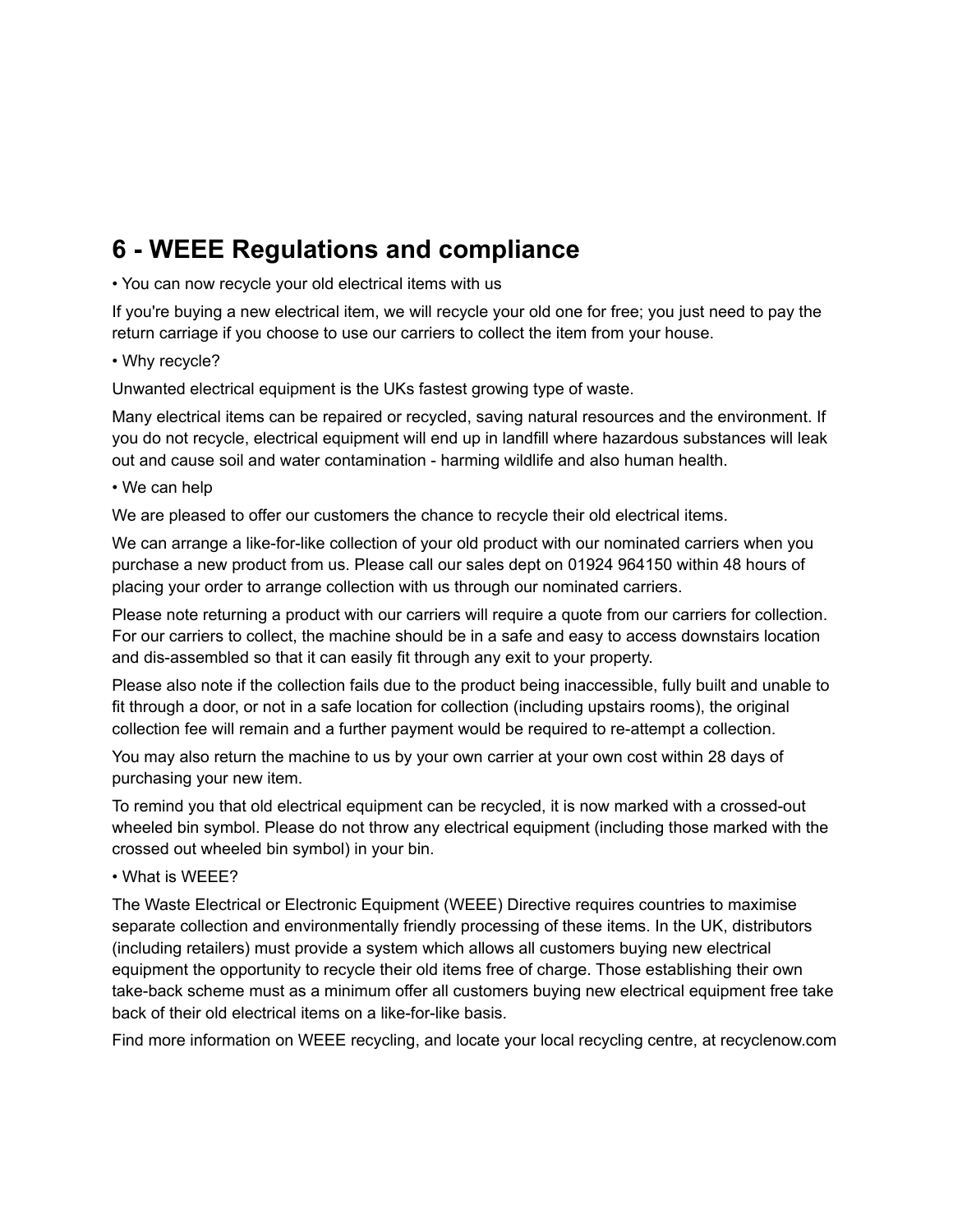## 6 - WEEE Regulations and compliance

• You can now recycle your old electrical items with us

If you're buying a new electrical item, we will recycle your old one for free; you just need to pay the return carriage if you choose to use our carriers to collect the item from your house.

• Why recycle?

Unwanted electrical equipment is the UKs fastest growing type of waste.

Many electrical items can be repaired or recycled, saving natural resources and the environment. If you do not recycle, electrical equipment will end up in landfill where hazardous substances will leak out and cause soil and water contamination - harming wildlife and also human health.

• We can help

We are pleased to offer our customers the chance to recycle their old electrical items.

We can arrange a like-for-like collection of your old product with our nominated carriers when you purchase a new product from us. Please call our sales dept on 01924 964150 within 48 hours of placing your order to arrange collection with us through our nominated carriers.

Please note returning a product with our carriers will require a quote from our carriers for collection. For our carriers to collect, the machine should be in a safe and easy to access downstairs location and dis-assembled so that it can easily fit through any exit to your property.

Please also note if the collection fails due to the product being inaccessible, fully built and unable to fit through a door, or not in a safe location for collection (including upstairs rooms), the original collection fee will remain and a further payment would be required to re-attempt a collection.

You may also return the machine to us by your own carrier at your own cost within 28 days of purchasing your new item.

To remind you that old electrical equipment can be recycled, it is now marked with a crossed-out wheeled bin symbol. Please do not throw any electrical equipment (including those marked with the crossed out wheeled bin symbol) in your bin.

• What is WEEE?

The Waste Electrical or Electronic Equipment (WEEE) Directive requires countries to maximise separate collection and environmentally friendly processing of these items. In the UK, distributors (including retailers) must provide a system which allows all customers buying new electrical equipment the opportunity to recycle their old items free of charge. Those establishing their own take-back scheme must as a minimum offer all customers buying new electrical equipment free take back of their old electrical items on a like-for-like basis.

Find more information on WEEE recycling, and locate your local recycling centre, at recyclenow.com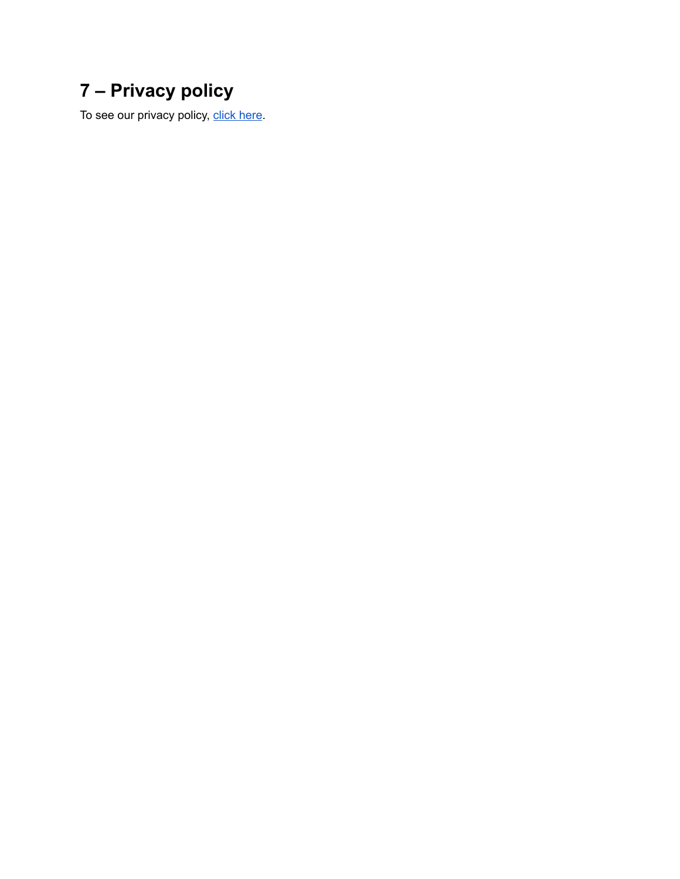## 7 – Privacy policy

To see our privacy policy, click here.